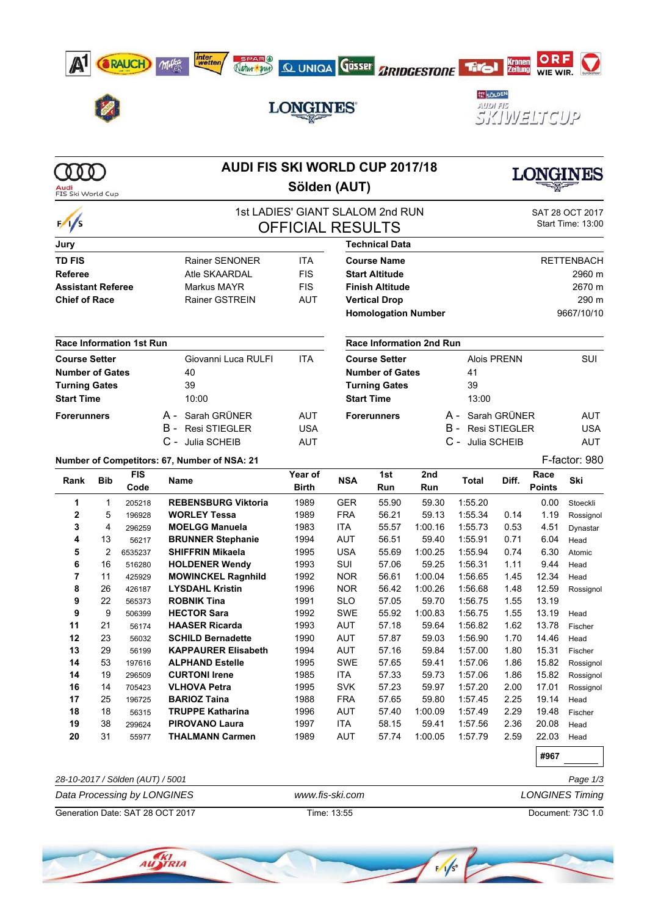# AUDI FIS SKI WORLD CUP 2017/18

## Sölden (AUT)

### 1st LADIES' GIANT SLALOM 2nd RUN

### OFFICIAL RESULTS

SAT 28 OCT 2017
Start Time: 13:00

| Jury | | | Technical Data | |
|---|---|---|---|---|
| **TD FIS** | Rainer SENONER | ITA | **Course Name** | RETTENBACH |
| **Referee** | Atle SKAARDAL | FIS | **Start Altitude** | 2960 m |
| **Assistant Referee** | Markus MAYR | FIS | **Finish Altitude** | 2670 m |
| **Chief of Race** | Rainer GSTREIN | AUT | **Vertical Drop** | 290 m |
| | | | **Homologation Number** | 9667/10/10 |

| Race Information 1st Run | | | Race Information 2nd Run | | |
|---|---|---|---|---|---|
| **Course Setter** | Giovanni Luca RULFI | ITA | **Course Setter** | Alois PRENN | SUI |
| **Number of Gates** | 40 | | **Number of Gates** | 41 | |
| **Turning Gates** | 39 | | **Turning Gates** | 39 | |
| **Start Time** | 10:00 | | **Start Time** | 13:00 | |
| **Forerunners** | A - Sarah GRÜNER | AUT | **Forerunners** | A - Sarah GRÜNER | AUT |
| | B - Resi STIEGLER | USA | | B - Resi STIEGLER | USA |
| | C - Julia SCHEIB | AUT | | C - Julia SCHEIB | AUT |

**Number of Competitors: 67, Number of NSA: 21**

F-factor: 980

| Rank | Bib | FIS Code | Name | Year of Birth | NSA | 1st Run | 2nd Run | Total | Diff. | Race Points | Ski |
|---|---|---|---|---|---|---|---|---|---|---|---|
| 1 | 1 | 205218 | **REBENSBURG Viktoria** | 1989 | GER | 55.90 | 59.30 | 1:55.20 | | 0.00 | Stoeckli |
| 2 | 5 | 196928 | **WORLEY Tessa** | 1989 | FRA | 56.21 | 59.13 | 1:55.34 | 0.14 | 1.19 | Rossignol |
| 3 | 4 | 296259 | **MOELGG Manuela** | 1983 | ITA | 55.57 | 1:00.16 | 1:55.73 | 0.53 | 4.51 | Dynastar |
| 4 | 13 | 56217 | **BRUNNER Stephanie** | 1994 | AUT | 56.51 | 59.40 | 1:55.91 | 0.71 | 6.04 | Head |
| 5 | 2 | 6535237 | **SHIFFRIN Mikaela** | 1995 | USA | 55.69 | 1:00.25 | 1:55.94 | 0.74 | 6.30 | Atomic |
| 6 | 16 | 516280 | **HOLDENER Wendy** | 1993 | SUI | 57.06 | 59.25 | 1:56.31 | 1.11 | 9.44 | Head |
| 7 | 11 | 425929 | **MOWINCKEL Ragnhild** | 1992 | NOR | 56.61 | 1:00.04 | 1:56.65 | 1.45 | 12.34 | Head |
| 8 | 26 | 426187 | **LYSDAHL Kristin** | 1996 | NOR | 56.42 | 1:00.26 | 1:56.68 | 1.48 | 12.59 | Rossignol |
| 9 | 22 | 565373 | **ROBNIK Tina** | 1991 | SLO | 57.05 | 59.70 | 1:56.75 | 1.55 | 13.19 | |
| 9 | 9 | 506399 | **HECTOR Sara** | 1992 | SWE | 55.92 | 1:00.83 | 1:56.75 | 1.55 | 13.19 | Head |
| 11 | 21 | 56174 | **HAASER Ricarda** | 1993 | AUT | 57.18 | 59.64 | 1:56.82 | 1.62 | 13.78 | Fischer |
| 12 | 23 | 56032 | **SCHILD Bernadette** | 1990 | AUT | 57.87 | 59.03 | 1:56.90 | 1.70 | 14.46 | Head |
| 13 | 29 | 56199 | **KAPPAURER Elisabeth** | 1994 | AUT | 57.16 | 59.84 | 1:57.00 | 1.80 | 15.31 | Fischer |
| 14 | 53 | 197616 | **ALPHAND Estelle** | 1995 | SWE | 57.65 | 59.41 | 1:57.06 | 1.86 | 15.82 | Rossignol |
| 14 | 19 | 296509 | **CURTONI Irene** | 1985 | ITA | 57.33 | 59.73 | 1:57.06 | 1.86 | 15.82 | Rossignol |
| 16 | 14 | 705423 | **VLHOVA Petra** | 1995 | SVK | 57.23 | 59.97 | 1:57.20 | 2.00 | 17.01 | Rossignol |
| 17 | 25 | 196725 | **BARIOZ Taina** | 1988 | FRA | 57.65 | 59.80 | 1:57.45 | 2.25 | 19.14 | Head |
| 18 | 18 | 56315 | **TRUPPE Katharina** | 1996 | AUT | 57.40 | 1:00.09 | 1:57.49 | 2.29 | 19.48 | Fischer |
| 19 | 38 | 299624 | **PIROVANO Laura** | 1997 | ITA | 58.15 | 59.41 | 1:57.56 | 2.36 | 20.08 | Head |
| 20 | 31 | 55977 | **THALMANN Carmen** | 1989 | AUT | 57.74 | 1:00.05 | 1:57.79 | 2.59 | 22.03 | Head |

#967

*28-10-2017 / Sölden (AUT) / 5001*

*Data Processing by LONGINES* — *www.fis-ski.com* — *LONGINES Timing*

Generation Date: SAT 28 OCT 2017 — Time: 13:55 — Document: 73C 1.0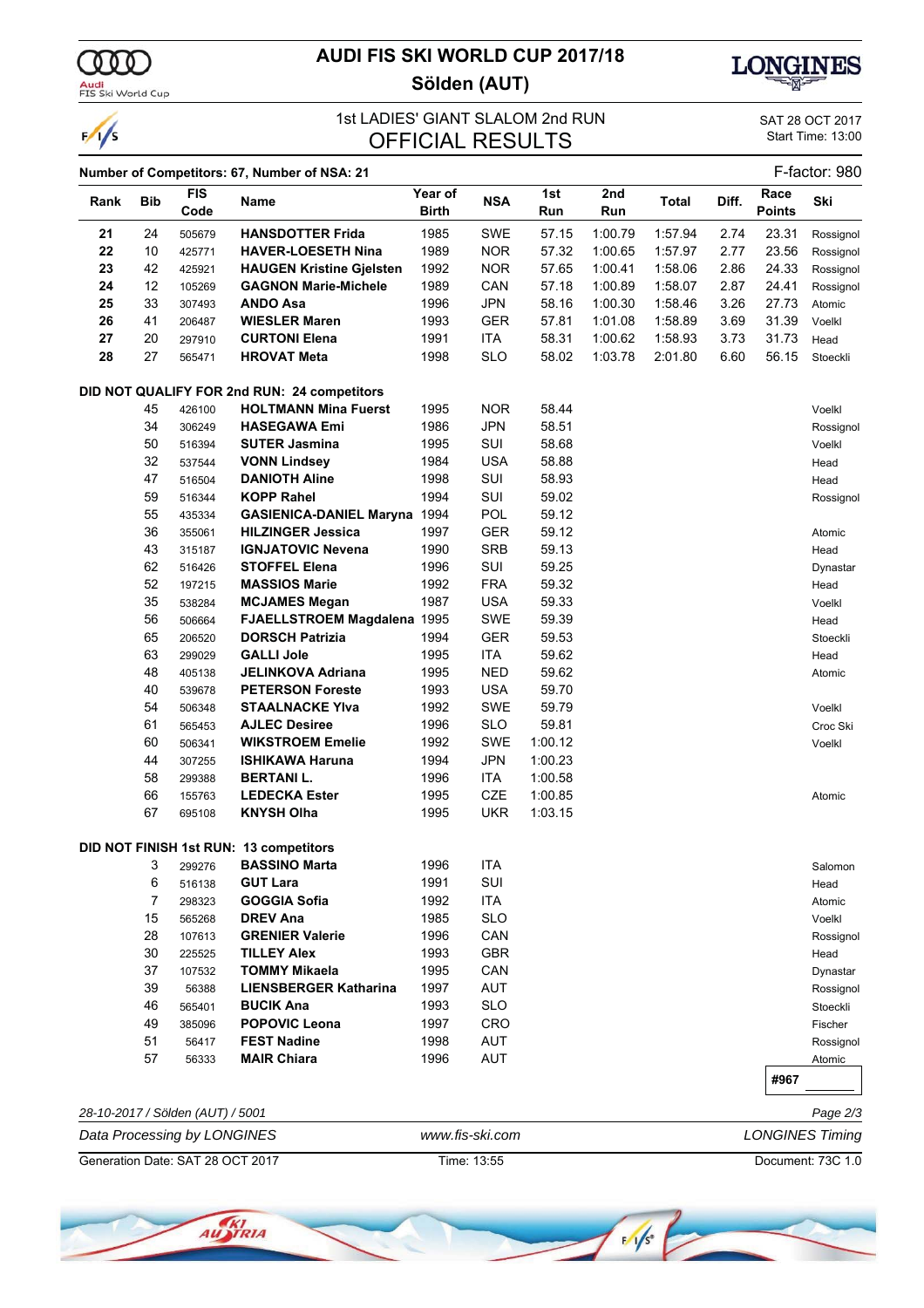# AUDI FIS SKI WORLD CUP 2017/18

## Sölden (AUT)

1st LADIES' GIANT SLALOM 2nd RUN

SAT 28 OCT 2017
Start Time: 13:00

## OFFICIAL RESULTS

**Number of Competitors: 67, Number of NSA: 21**

F-factor: 980

| Rank | Bib | FIS Code | Name | Year of Birth | NSA | 1st Run | 2nd Run | Total | Diff. | Race Points | Ski |
|---|---|---|---|---|---|---|---|---|---|---|---|
| **21** | 24 | 505679 | **HANSDOTTER Frida** | 1985 | SWE | 57.15 | 1:00.79 | 1:57.94 | 2.74 | 23.31 | Rossignol |
| **22** | 10 | 425771 | **HAVER-LOESETH Nina** | 1989 | NOR | 57.32 | 1:00.65 | 1:57.97 | 2.77 | 23.56 | Rossignol |
| **23** | 42 | 425921 | **HAUGEN Kristine Gjelsten** | 1992 | NOR | 57.65 | 1:00.41 | 1:58.06 | 2.86 | 24.33 | Rossignol |
| **24** | 12 | 105269 | **GAGNON Marie-Michele** | 1989 | CAN | 57.18 | 1:00.89 | 1:58.07 | 2.87 | 24.41 | Rossignol |
| **25** | 33 | 307493 | **ANDO Asa** | 1996 | JPN | 58.16 | 1:00.30 | 1:58.46 | 3.26 | 27.73 | Atomic |
| **26** | 41 | 206487 | **WIESLER Maren** | 1993 | GER | 57.81 | 1:01.08 | 1:58.89 | 3.69 | 31.39 | Voelkl |
| **27** | 20 | 297910 | **CURTONI Elena** | 1991 | ITA | 58.31 | 1:00.62 | 1:58.93 | 3.73 | 31.73 | Head |
| **28** | 27 | 565471 | **HROVAT Meta** | 1998 | SLO | 58.02 | 1:03.78 | 2:01.80 | 6.60 | 56.15 | Stoeckli |

**DID NOT QUALIFY FOR 2nd RUN: 24 competitors**

| Rank | Bib | FIS Code | Name | Year of Birth | NSA | 1st Run | 2nd Run | Total | Diff. | Race Points | Ski |
|---|---|---|---|---|---|---|---|---|---|---|---|
| | 45 | 426100 | **HOLTMANN Mina Fuerst** | 1995 | NOR | 58.44 | | | | | Voelkl |
| | 34 | 306249 | **HASEGAWA Emi** | 1986 | JPN | 58.51 | | | | | Rossignol |
| | 50 | 516394 | **SUTER Jasmina** | 1995 | SUI | 58.68 | | | | | Voelkl |
| | 32 | 537544 | **VONN Lindsey** | 1984 | USA | 58.88 | | | | | Head |
| | 47 | 516504 | **DANIOTH Aline** | 1998 | SUI | 58.93 | | | | | Head |
| | 59 | 516344 | **KOPP Rahel** | 1994 | SUI | 59.02 | | | | | Rossignol |
| | 55 | 435334 | **GASIENICA-DANIEL Maryna** | 1994 | POL | 59.12 | | | | | |
| | 36 | 355061 | **HILZINGER Jessica** | 1997 | GER | 59.12 | | | | | Atomic |
| | 43 | 315187 | **IGNJATOVIC Nevena** | 1990 | SRB | 59.13 | | | | | Head |
| | 62 | 516426 | **STOFFEL Elena** | 1996 | SUI | 59.25 | | | | | Dynastar |
| | 52 | 197215 | **MASSIOS Marie** | 1992 | FRA | 59.32 | | | | | Head |
| | 35 | 538284 | **MCJAMES Megan** | 1987 | USA | 59.33 | | | | | Voelkl |
| | 56 | 506664 | **FJAELLSTROEM Magdalena** | 1995 | SWE | 59.39 | | | | | Head |
| | 65 | 206520 | **DORSCH Patrizia** | 1994 | GER | 59.53 | | | | | Stoeckli |
| | 63 | 299029 | **GALLI Jole** | 1995 | ITA | 59.62 | | | | | Head |
| | 48 | 405138 | **JELINKOVA Adriana** | 1995 | NED | 59.62 | | | | | Atomic |
| | 40 | 539678 | **PETERSON Foreste** | 1993 | USA | 59.70 | | | | | |
| | 54 | 506348 | **STAALNACKE Ylva** | 1992 | SWE | 59.79 | | | | | Voelkl |
| | 61 | 565453 | **AJLEC Desiree** | 1996 | SLO | 59.81 | | | | | Croc Ski |
| | 60 | 506341 | **WIKSTROEM Emelie** | 1992 | SWE | 1:00.12 | | | | | Voelkl |
| | 44 | 307255 | **ISHIKAWA Haruna** | 1994 | JPN | 1:00.23 | | | | | |
| | 58 | 299388 | **BERTANI L.** | 1996 | ITA | 1:00.58 | | | | | |
| | 66 | 155763 | **LEDECKA Ester** | 1995 | CZE | 1:00.85 | | | | | Atomic |
| | 67 | 695108 | **KNYSH Olha** | 1995 | UKR | 1:03.15 | | | | | |

**DID NOT FINISH 1st RUN: 13 competitors**

| Rank | Bib | FIS Code | Name | Year of Birth | NSA | 1st Run | 2nd Run | Total | Diff. | Race Points | Ski |
|---|---|---|---|---|---|---|---|---|---|---|---|
| | 3 | 299276 | **BASSINO Marta** | 1996 | ITA | | | | | | Salomon |
| | 6 | 516138 | **GUT Lara** | 1991 | SUI | | | | | | Head |
| | 7 | 298323 | **GOGGIA Sofia** | 1992 | ITA | | | | | | Atomic |
| | 15 | 565268 | **DREV Ana** | 1985 | SLO | | | | | | Voelkl |
| | 28 | 107613 | **GRENIER Valerie** | 1996 | CAN | | | | | | Rossignol |
| | 30 | 225525 | **TILLEY Alex** | 1993 | GBR | | | | | | Head |
| | 37 | 107532 | **TOMMY Mikaela** | 1995 | CAN | | | | | | Dynastar |
| | 39 | 56388 | **LIENSBERGER Katharina** | 1997 | AUT | | | | | | Rossignol |
| | 46 | 565401 | **BUCIK Ana** | 1993 | SLO | | | | | | Stoeckli |
| | 49 | 385096 | **POPOVIC Leona** | 1997 | CRO | | | | | | Fischer |
| | 51 | 56417 | **FEST Nadine** | 1998 | AUT | | | | | | Rossignol |
| | 57 | 56333 | **MAIR Chiara** | 1996 | AUT | | | | | | Atomic |

**#967**

*28-10-2017 / Sölden (AUT) / 5001*

*Data Processing by LONGINES* | *www.fis-ski.com* | *LONGINES Timing*

Generation Date: SAT 28 OCT 2017 | Time: 13:55 | Document: 73C 1.0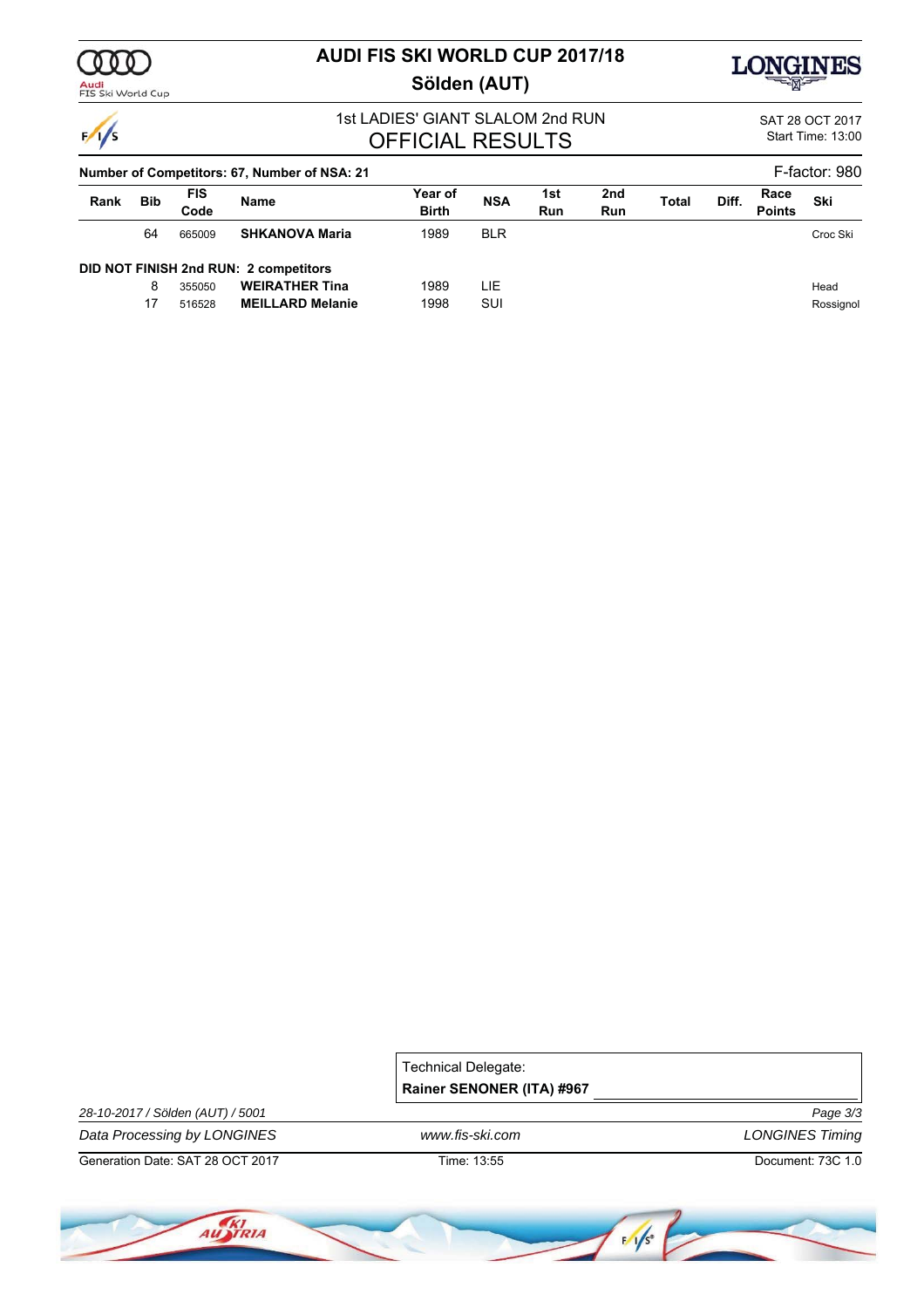# AUDI FIS SKI WORLD CUP 2017/18

## Sölden (AUT)

1st LADIES' GIANT SLALOM 2nd RUN

OFFICIAL RESULTS

SAT 28 OCT 2017
Start Time: 13:00

**Number of Competitors: 67, Number of NSA: 21** F-factor: 980

| Rank | Bib | FIS Code | Name | Year of Birth | NSA | 1st Run | 2nd Run | Total | Diff. | Race Points | Ski |
|---|---|---|---|---|---|---|---|---|---|---|---|
| | 64 | 665009 | **SHKANOVA Maria** | 1989 | BLR | | | | | | Croc Ski |
| **DID NOT FINISH 2nd RUN: 2 competitors** | | | | | | | | | | | |
| | 8 | 355050 | **WEIRATHER Tina** | 1989 | LIE | | | | | | Head |
| | 17 | 516528 | **MEILLARD Melanie** | 1998 | SUI | | | | | | Rossignol |

Technical Delegate:
**Rainer SENONER (ITA) #967**

*28-10-2017 / Sölden (AUT) / 5001*

*Data Processing by LONGINES* *www.fis-ski.com* *LONGINES Timing*

Generation Date: SAT 28 OCT 2017 Time: 13:55 Document: 73C 1.0